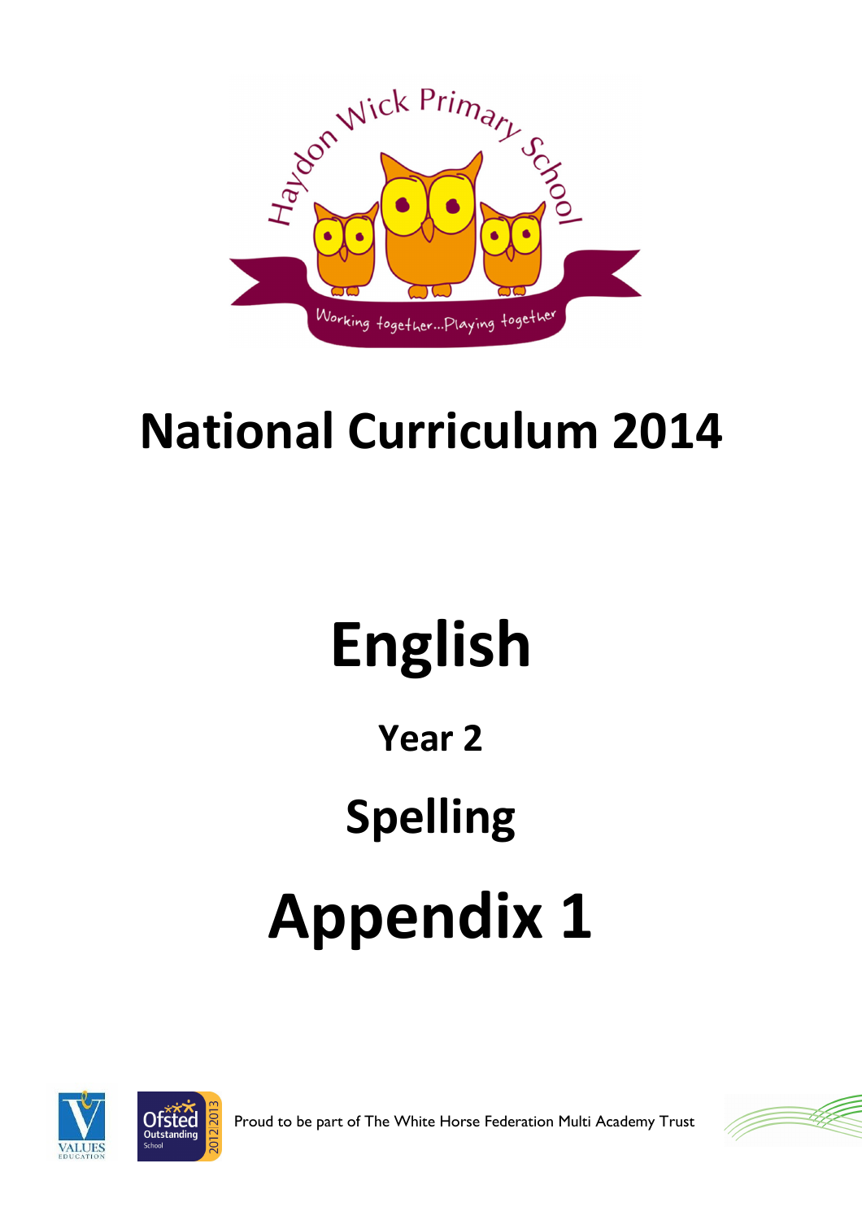Haydon Wick Primary School

Working together...Playing together

# National Curriculum 2014

# English

## Year 2

## Spelling

# Appendix 1

Proud to be part of The White Horse Federation Multi Academy Trust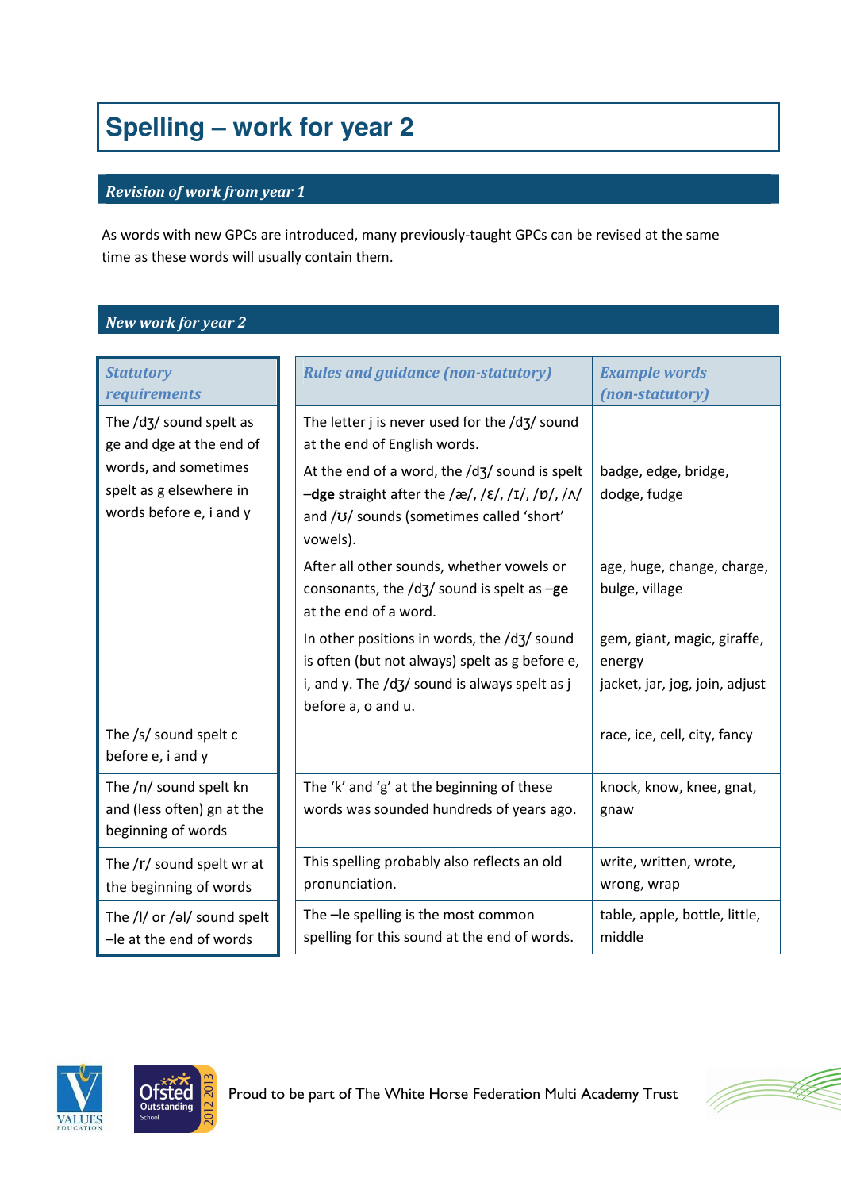# Spelling – work for year 2

## *Revision of work from year 1*

As words with new GPCs are introduced, many previously-taught GPCs can be revised at the same time as these words will usually contain them.

## *New work for year 2*

| *Statutory requirements* | *Rules and guidance (non-statutory)* | *Example words (non-statutory)* |
|---|---|---|
| The /dʒ/ sound spelt as ge and dge at the end of words, and sometimes spelt as g elsewhere in words before e, i and y | The letter j is never used for the /dʒ/ sound at the end of English words. | |
| | At the end of a word, the /dʒ/ sound is spelt –**dge** straight after the /æ/, /ɛ/, /ɪ/, /ɒ/, /ʌ/ and /ʊ/ sounds (sometimes called 'short' vowels). | badge, edge, bridge, dodge, fudge |
| | After all other sounds, whether vowels or consonants, the /dʒ/ sound is spelt as –**ge** at the end of a word. | age, huge, change, charge, bulge, village |
| | In other positions in words, the /dʒ/ sound is often (but not always) spelt as g before e, i, and y. The /dʒ/ sound is always spelt as j before a, o and u. | gem, giant, magic, giraffe, energy<br>jacket, jar, jog, join, adjust |
| The /s/ sound spelt c before e, i and y | | race, ice, cell, city, fancy |
| The /n/ sound spelt kn and (less often) gn at the beginning of words | The 'k' and 'g' at the beginning of these words was sounded hundreds of years ago. | knock, know, knee, gnat, gnaw |
| The /r/ sound spelt wr at the beginning of words | This spelling probably also reflects an old pronunciation. | write, written, wrote, wrong, wrap |
| The /l/ or /əl/ sound spelt –le at the end of words | The **–le** spelling is the most common spelling for this sound at the end of words. | table, apple, bottle, little, middle |

Proud to be part of The White Horse Federation Multi Academy Trust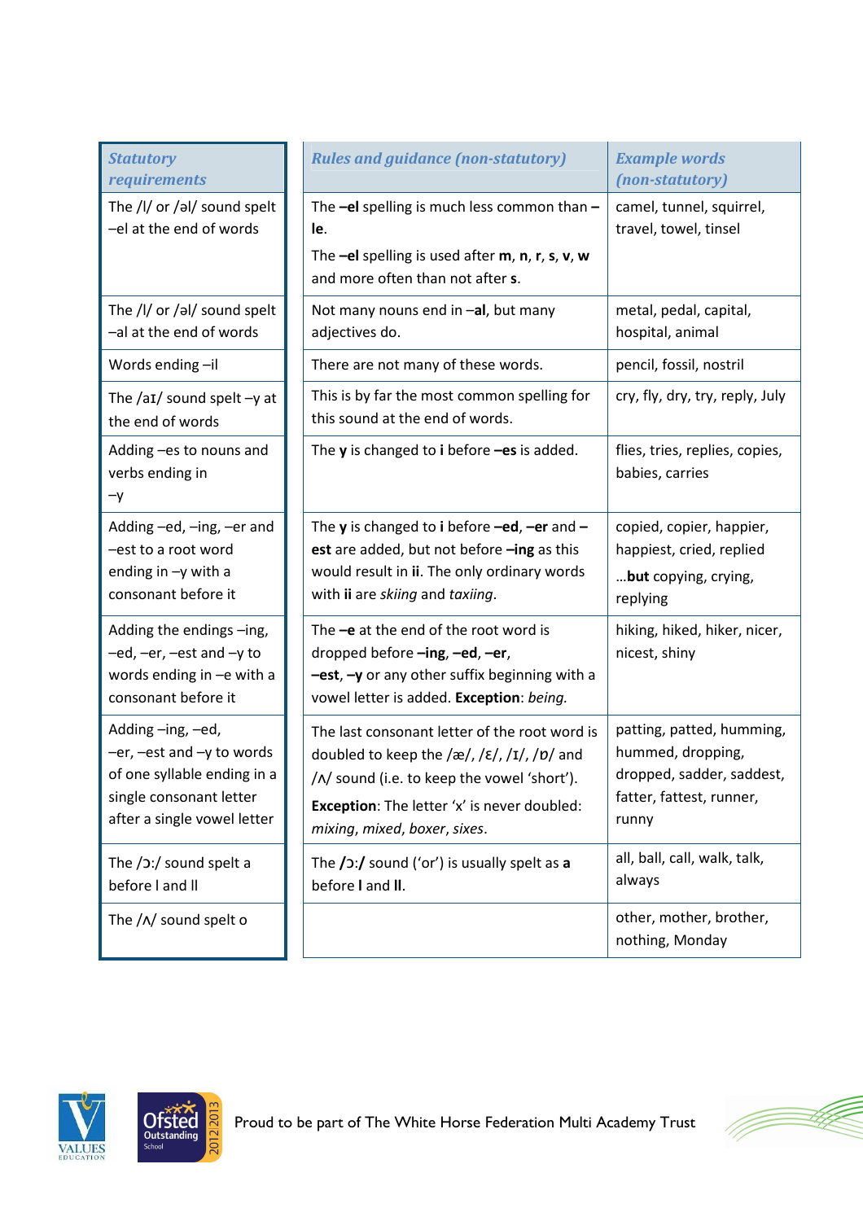| *Statutory requirements* | *Rules and guidance (non-statutory)* | *Example words (non-statutory)* |
|---|---|---|
| The /l/ or /əl/ sound spelt –el at the end of words | The **–el** spelling is much less common than **–le**.<br>The **–el** spelling is used after **m**, **n**, **r**, **s**, **v**, **w** and more often than not after **s**. | camel, tunnel, squirrel, travel, towel, tinsel |
| The /l/ or /əl/ sound spelt –al at the end of words | Not many nouns end in –**al**, but many adjectives do. | metal, pedal, capital, hospital, animal |
| Words ending –il | There are not many of these words. | pencil, fossil, nostril |
| The /aɪ/ sound spelt –y at the end of words | This is by far the most common spelling for this sound at the end of words. | cry, fly, dry, try, reply, July |
| Adding –es to nouns and verbs ending in –y | The **y** is changed to **i** before **–es** is added. | flies, tries, replies, copies, babies, carries |
| Adding –ed, –ing, –er and –est to a root word ending in –y with a consonant before it | The **y** is changed to **i** before **–ed**, **–er** and **–est** are added, but not before **–ing** as this would result in **ii**. The only ordinary words with **ii** are *skiing* and *taxiing*. | copied, copier, happier, happiest, cried, replied<br>…**but** copying, crying, replying |
| Adding the endings –ing, –ed, –er, –est and –y to words ending in –e with a consonant before it | The **–e** at the end of the root word is dropped before **–ing**, **–ed**, **–er**, **–est**, **–y** or any other suffix beginning with a vowel letter is added. **Exception**: *being.* | hiking, hiked, hiker, nicer, nicest, shiny |
| Adding –ing, –ed, –er, –est and –y to words of one syllable ending in a single consonant letter after a single vowel letter | The last consonant letter of the root word is doubled to keep the /æ/, /ɛ/, /ɪ/, /ɒ/ and /ʌ/ sound (i.e. to keep the vowel 'short').<br>**Exception**: The letter 'x' is never doubled: *mixing*, *mixed*, *boxer*, *sixes*. | patting, patted, humming, hummed, dropping, dropped, sadder, saddest, fatter, fattest, runner, runny |
| The /ɔ:/ sound spelt a before l and ll | The **/ɔ:/** sound ('or') is usually spelt as **a** before **l** and **ll**. | all, ball, call, walk, talk, always |
| The /ʌ/ sound spelt o | | other, mother, brother, nothing, Monday |

Proud to be part of The White Horse Federation Multi Academy Trust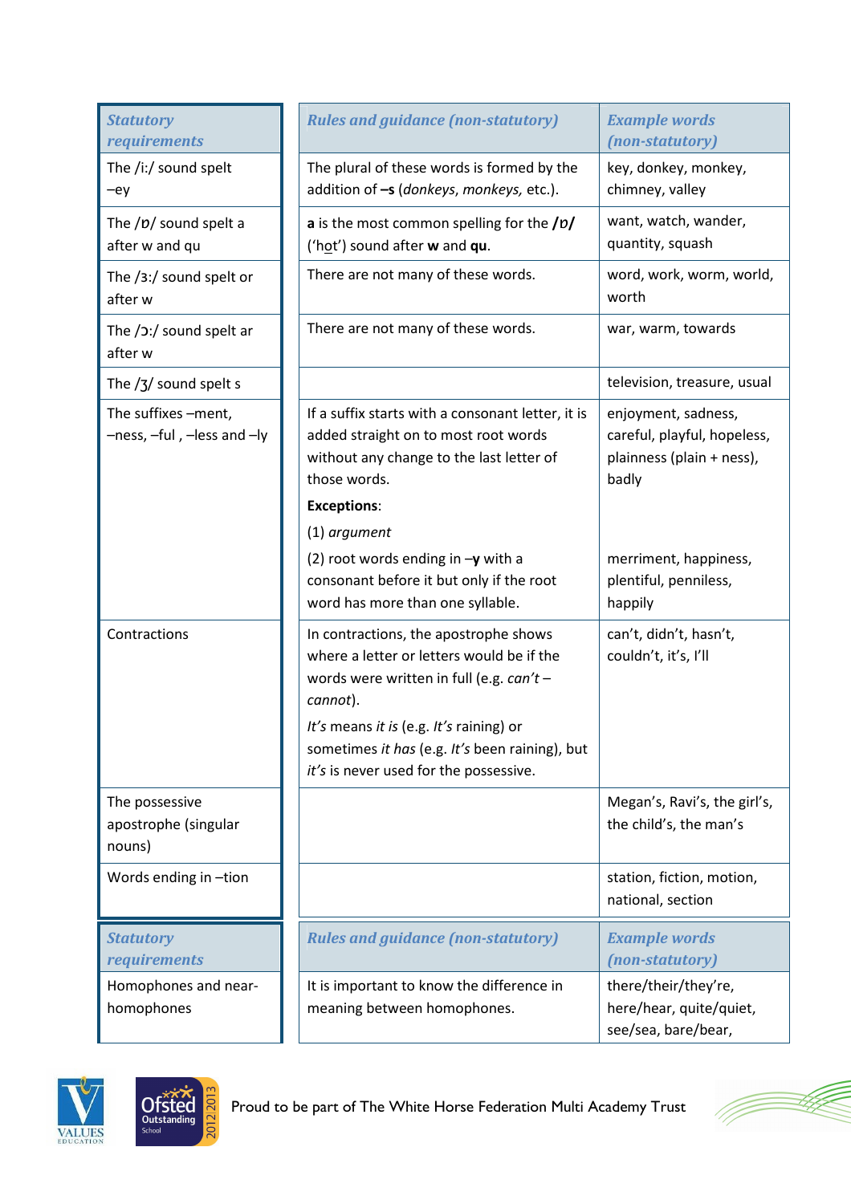| *Statutory requirements* | *Rules and guidance (non-statutory)* | *Example words (non-statutory)* |
| --- | --- | --- |
| The /iː/ sound spelt –ey | The plural of these words is formed by the addition of **–s** (*donkeys*, *monkeys,* etc.). | key, donkey, monkey, chimney, valley |
| The /ɒ/ sound spelt a after w and qu | **a** is the most common spelling for the **/ɒ/** ('hot') sound after **w** and **qu**. | want, watch, wander, quantity, squash |
| The /ɜː/ sound spelt or after w | There are not many of these words. | word, work, worm, world, worth |
| The /ɔː/ sound spelt ar after w | There are not many of these words. | war, warm, towards |
| The /ʒ/ sound spelt s | | television, treasure, usual |
| The suffixes –ment, –ness, –ful , –less and –ly | If a suffix starts with a consonant letter, it is added straight on to most root words without any change to the last letter of those words.<br>**Exceptions**:<br>(1) *argument*<br>(2) root words ending in **–y** with a consonant before it but only if the root word has more than one syllable. | enjoyment, sadness, careful, playful, hopeless, plainness (plain + ness), badly<br><br>merriment, happiness, plentiful, penniless, happily |
| Contractions | In contractions, the apostrophe shows where a letter or letters would be if the words were written in full (e.g. *can't* – *cannot*).<br>*It's* means *it is* (e.g. *It's* raining) or sometimes *it has* (e.g. *It's* been raining), but *it's* is never used for the possessive. | can't, didn't, hasn't, couldn't, it's, I'll |
| The possessive apostrophe (singular nouns) | | Megan's, Ravi's, the girl's, the child's, the man's |
| Words ending in –tion | | station, fiction, motion, national, section |

| *Statutory requirements* | *Rules and guidance (non-statutory)* | *Example words (non-statutory)* |
| --- | --- | --- |
| Homophones and near-homophones | It is important to know the difference in meaning between homophones. | there/their/they're, here/hear, quite/quiet, see/sea, bare/bear, |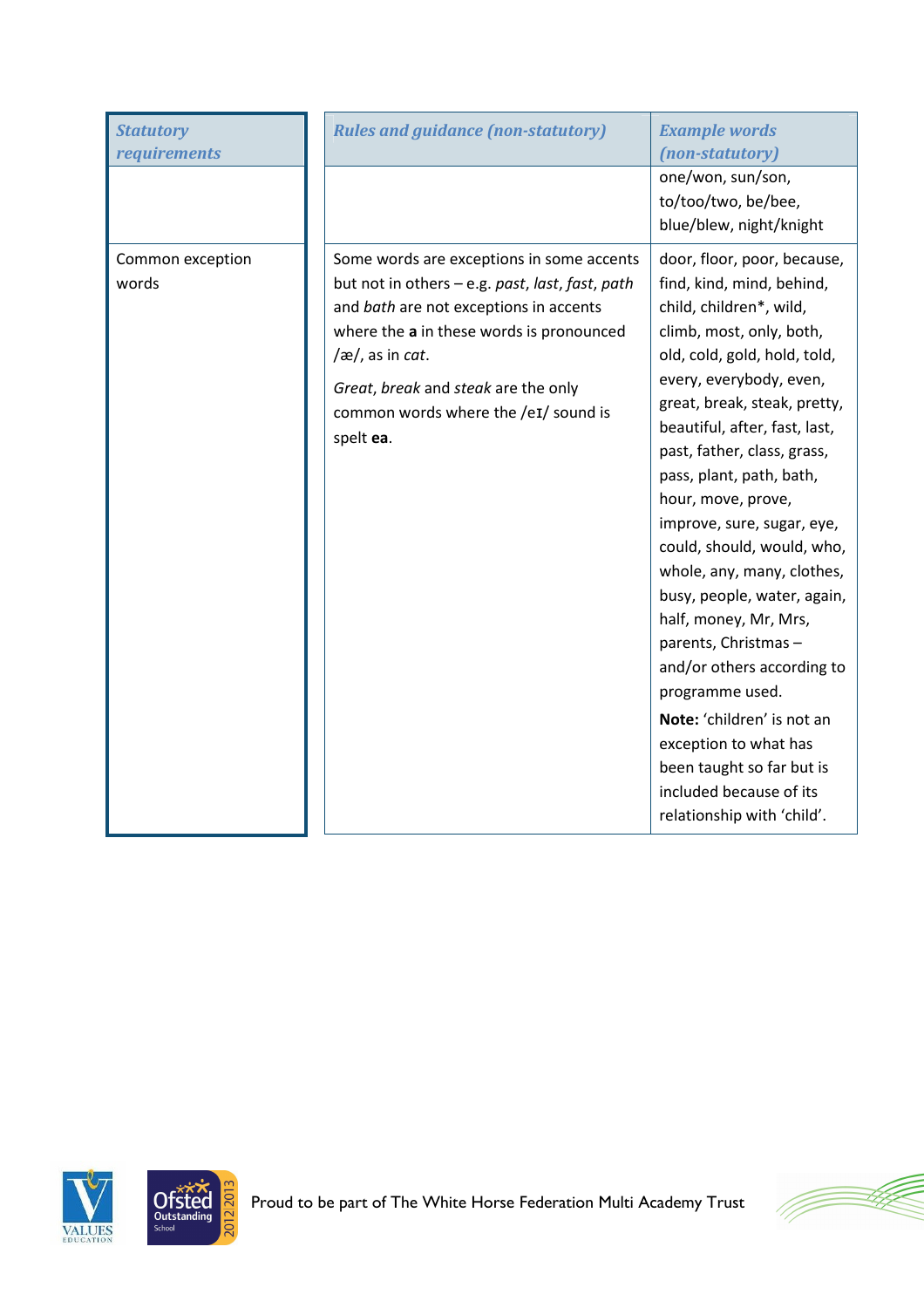| *Statutory requirements* | *Rules and guidance (non-statutory)* | *Example words (non-statutory)* |
|---|---|---|
| | | one/won, sun/son, to/too/two, be/bee, blue/blew, night/knight |
| Common exception words | Some words are exceptions in some accents but not in others – e.g. *past*, *last*, *fast*, *path* and *bath* are not exceptions in accents where the **a** in these words is pronounced /æ/, as in *cat*.<br><br>*Great*, *break* and *steak* are the only common words where the /eɪ/ sound is spelt **ea**. | door, floor, poor, because, find, kind, mind, behind, child, children*, wild, climb, most, only, both, old, cold, gold, hold, told, every, everybody, even, great, break, steak, pretty, beautiful, after, fast, last, past, father, class, grass, pass, plant, path, bath, hour, move, prove, improve, sure, sugar, eye, could, should, would, who, whole, any, many, clothes, busy, people, water, again, half, money, Mr, Mrs, parents, Christmas – and/or others according to programme used.<br><br>**Note:** 'children' is not an exception to what has been taught so far but is included because of its relationship with 'child'. |